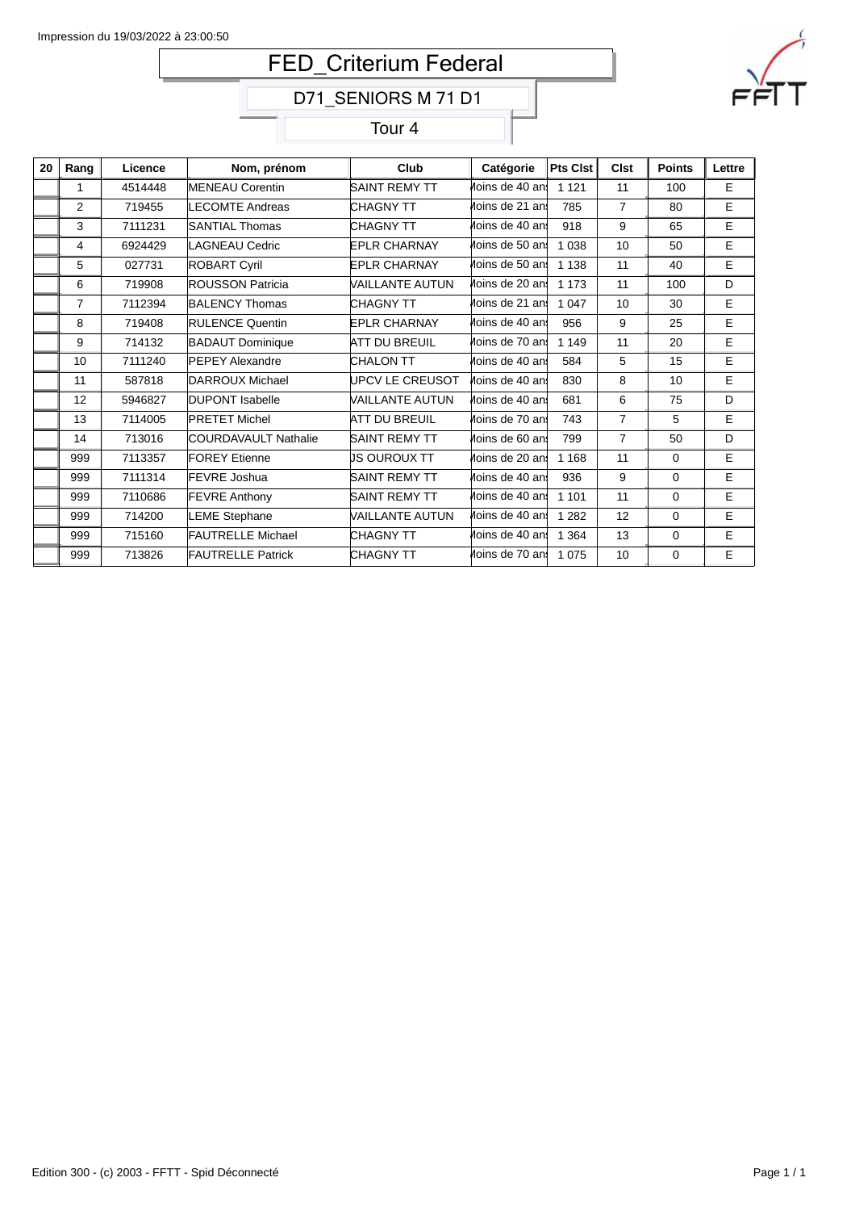Impression du 19/03/2022 à 23:00:50

# FED_Criterium Federal

## D71_SENIORS M 71 D1

### Tour 4

| 20 | Rang | Licence | Nom, prénom | Club | Catégorie | Pts Clst | Clst | Points | Lettre |
|---|---|---|---|---|---|---|---|---|---|
| | 1 | 4514448 | MENEAU Corentin | SAINT REMY TT | Moins de 40 ans | 1 121 | 11 | 100 | E |
| | 2 | 719455 | LECOMTE Andreas | CHAGNY TT | Moins de 21 ans | 785 | 7 | 80 | E |
| | 3 | 7111231 | SANTIAL Thomas | CHAGNY TT | Moins de 40 ans | 918 | 9 | 65 | E |
| | 4 | 6924429 | LAGNEAU Cedric | EPLR CHARNAY | Moins de 50 ans | 1 038 | 10 | 50 | E |
| | 5 | 027731 | ROBART Cyril | EPLR CHARNAY | Moins de 50 ans | 1 138 | 11 | 40 | E |
| | 6 | 719908 | ROUSSON Patricia | VAILLANTE AUTUN | Moins de 20 ans | 1 173 | 11 | 100 | D |
| | 7 | 7112394 | BALENCY Thomas | CHAGNY TT | Moins de 21 ans | 1 047 | 10 | 30 | E |
| | 8 | 719408 | RULENCE Quentin | EPLR CHARNAY | Moins de 40 ans | 956 | 9 | 25 | E |
| | 9 | 714132 | BADAUT Dominique | ATT DU BREUIL | Moins de 70 ans | 1 149 | 11 | 20 | E |
| | 10 | 7111240 | PEPEY Alexandre | CHALON TT | Moins de 40 ans | 584 | 5 | 15 | E |
| | 11 | 587818 | DARROUX Michael | UPCV LE CREUSOT | Moins de 40 ans | 830 | 8 | 10 | E |
| | 12 | 5946827 | DUPONT Isabelle | VAILLANTE AUTUN | Moins de 40 ans | 681 | 6 | 75 | D |
| | 13 | 7114005 | PRETET Michel | ATT DU BREUIL | Moins de 70 ans | 743 | 7 | 5 | E |
| | 14 | 713016 | COURDAVAULT Nathalie | SAINT REMY TT | Moins de 60 ans | 799 | 7 | 50 | D |
| | 999 | 7113357 | FOREY Etienne | JS OUROUX TT | Moins de 20 ans | 1 168 | 11 | 0 | E |
| | 999 | 7111314 | FEVRE Joshua | SAINT REMY TT | Moins de 40 ans | 936 | 9 | 0 | E |
| | 999 | 7110686 | FEVRE Anthony | SAINT REMY TT | Moins de 40 ans | 1 101 | 11 | 0 | E |
| | 999 | 714200 | LEME Stephane | VAILLANTE AUTUN | Moins de 40 ans | 1 282 | 12 | 0 | E |
| | 999 | 715160 | FAUTRELLE Michael | CHAGNY TT | Moins de 40 ans | 1 364 | 13 | 0 | E |
| | 999 | 713826 | FAUTRELLE Patrick | CHAGNY TT | Moins de 70 ans | 1 075 | 10 | 0 | E |

Edition 300 - (c) 2003 - FFTT - Spid Déconnecté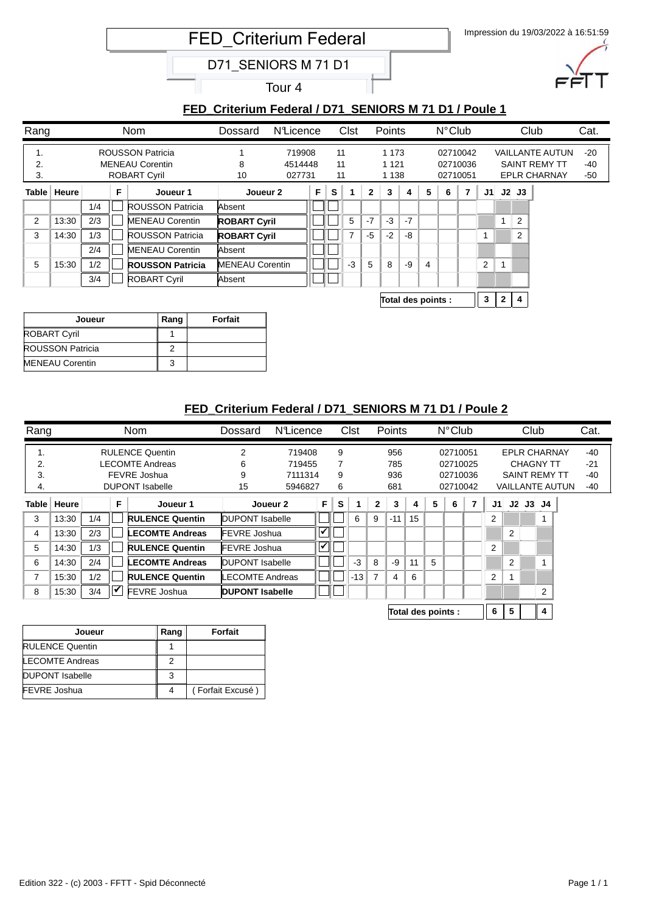# FED_Criterium Federal

## D71_SENIORS M 71 D1

### Tour 4

Impression du 19/03/2022 à 16:51:59

## FED_Criterium Federal / D71_SENIORS M 71 D1 / Poule 1

| Rang | Nom | Dossard | N°Licence | Clst | Points | N°Club | Club | Cat. |
|---|---|---|---|---|---|---|---|---|
| 1. | ROUSSON Patricia | 1 | 719908 | 11 | 1 173 | 02710042 | VAILLANTE AUTUN | -20 |
| 2. | MENEAU Corentin | 8 | 4514448 | 11 | 1 121 | 02710036 | SAINT REMY TT | -40 |
| 3. | ROBART Cyril | 10 | 027731 | 11 | 1 138 | 02710051 | EPLR CHARNAY | -50 |

| Table | Heure | | F | Joueur 1 | Joueur 2 | F | S | 1 | 2 | 3 | 4 | 5 | 6 | 7 | J1 | J2 | J3 |
|---|---|---|---|---|---|---|---|---|---|---|---|---|---|---|---|---|---|
| | | 1/4 | | ROUSSON Patricia | Absent | | | | | | | | | | | | |
| 2 | 13:30 | 2/3 | | MENEAU Corentin | **ROBART Cyril** | | | 5 | -7 | -3 | -7 | | | | | 1 | 2 |
| 3 | 14:30 | 1/3 | | ROUSSON Patricia | **ROBART Cyril** | | | 7 | -5 | -2 | -8 | | | | 1 | | 2 |
| | | 2/4 | | MENEAU Corentin | Absent | | | | | | | | | | | | |
| 5 | 15:30 | 1/2 | | **ROUSSON Patricia** | MENEAU Corentin | | | -3 | 5 | 8 | -9 | 4 | | | 2 | 1 | |
| | | 3/4 | | ROBART Cyril | Absent | | | | | | | | | | | | |
| | | | | | | | | | | **Total des points :** | | | | | 3 | 2 | 4 |

| Joueur | Rang | Forfait |
|---|---|---|
| ROBART Cyril | 1 | |
| ROUSSON Patricia | 2 | |
| MENEAU Corentin | 3 | |

## FED_Criterium Federal / D71_SENIORS M 71 D1 / Poule 2

| Rang | Nom | Dossard | N°Licence | Clst | Points | N°Club | Club | Cat. |
|---|---|---|---|---|---|---|---|---|
| 1. | RULENCE Quentin | 2 | 719408 | 9 | 956 | 02710051 | EPLR CHARNAY | -40 |
| 2. | LECOMTE Andreas | 6 | 719455 | 7 | 785 | 02710025 | CHAGNY TT | -21 |
| 3. | FEVRE Joshua | 9 | 7111314 | 9 | 936 | 02710036 | SAINT REMY TT | -40 |
| 4. | DUPONT Isabelle | 15 | 5946827 | 6 | 681 | 02710042 | VAILLANTE AUTUN | -40 |

| Table | Heure | | F | Joueur 1 | Joueur 2 | F | S | 1 | 2 | 3 | 4 | 5 | 6 | 7 | J1 | J2 | J3 | J4 |
|---|---|---|---|---|---|---|---|---|---|---|---|---|---|---|---|---|---|---|
| 3 | 13:30 | 1/4 | | **RULENCE Quentin** | DUPONT Isabelle | | | 6 | 9 | -11 | 15 | | | | 2 | | | 1 |
| 4 | 13:30 | 2/3 | | **LECOMTE Andreas** | FEVRE Joshua | ✔ | | | | | | | | | | 2 | | |
| 5 | 14:30 | 1/3 | | **RULENCE Quentin** | FEVRE Joshua | ✔ | | | | | | | | | 2 | | | |
| 6 | 14:30 | 2/4 | | **LECOMTE Andreas** | DUPONT Isabelle | | | -3 | 8 | -9 | 11 | 5 | | | | 2 | | 1 |
| 7 | 15:30 | 1/2 | | **RULENCE Quentin** | LECOMTE Andreas | | | -13 | 7 | 4 | 6 | | | | 2 | 1 | | |
| 8 | 15:30 | 3/4 | ✔ | FEVRE Joshua | **DUPONT Isabelle** | | | | | | | | | | | | | 2 |
| | | | | | | | | | | **Total des points :** | | | | | 6 | 5 | | 4 |

| Joueur | Rang | Forfait |
|---|---|---|
| RULENCE Quentin | 1 | |
| LECOMTE Andreas | 2 | |
| DUPONT Isabelle | 3 | |
| FEVRE Joshua | 4 | ( Forfait Excusé ) |

Edition 322 - (c) 2003 - FFTT - Spid Déconnecté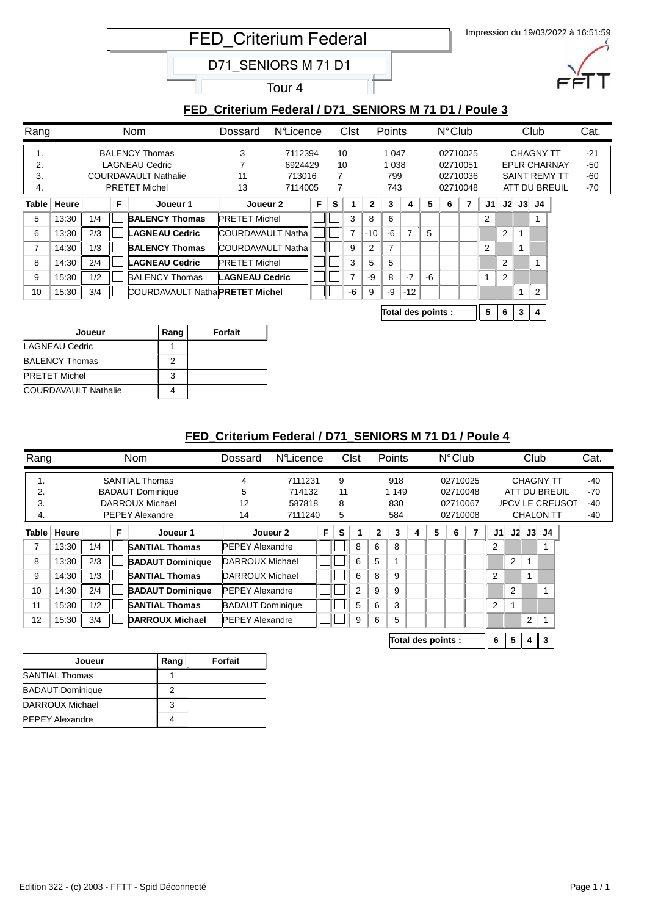# FED_Criterium Federal

## D71_SENIORS M 71 D1

### Tour 4

Impression du 19/03/2022 à 16:51:59

## FED_Criterium Federal / D71_SENIORS M 71 D1 / Poule 3

| Rang | Nom | Dossard | N°Licence | Clst | Points | N°Club | Club | Cat. |
|---|---|---|---|---|---|---|---|---|
| 1. | BALENCY Thomas | 3 | 7112394 | 10 | 1 047 | 02710025 | CHAGNY TT | -21 |
| 2. | LAGNEAU Cedric | 7 | 6924429 | 10 | 1 038 | 02710051 | EPLR CHARNAY | -50 |
| 3. | COURDAVAULT Nathalie | 11 | 713016 | 7 | 799 | 02710036 | SAINT REMY TT | -60 |
| 4. | PRETET Michel | 13 | 7114005 | 7 | 743 | 02710048 | ATT DU BREUIL | -70 |

| Table | Heure | | F | Joueur 1 | Joueur 2 | F | S | 1 | 2 | 3 | 4 | 5 | 6 | 7 | J1 | J2 | J3 | J4 |
|---|---|---|---|---|---|---|---|---|---|---|---|---|---|---|---|---|---|---|
| 5 | 13:30 | 1/4 | | **BALENCY Thomas** | PRETET Michel | | | 3 | 8 | 6 | | | | | 2 | | | 1 |
| 6 | 13:30 | 2/3 | | **LAGNEAU Cedric** | COURDAVAULT Natha | | | 7 | -10 | -6 | 7 | 5 | | | | 2 | 1 | |
| 7 | 14:30 | 1/3 | | **BALENCY Thomas** | COURDAVAULT Natha | | | 9 | 2 | 7 | | | | | 2 | | 1 | |
| 8 | 14:30 | 2/4 | | **LAGNEAU Cedric** | PRETET Michel | | | 3 | 5 | 5 | | | | | | 2 | | 1 |
| 9 | 15:30 | 1/2 | | BALENCY Thomas | **LAGNEAU Cedric** | | | 7 | -9 | 8 | -7 | -6 | | | 1 | 2 | | |
| 10 | 15:30 | 3/4 | | COURDAVAULT Natha | **PRETET Michel** | | | -6 | 9 | -9 | -12 | | | | | | 1 | 2 |
| | | | | | | | | | | | | | | **Total des points :** | 5 | 6 | 3 | 4 |

| Joueur | Rang | Forfait |
|---|---|---|
| LAGNEAU Cedric | 1 | |
| BALENCY Thomas | 2 | |
| PRETET Michel | 3 | |
| COURDAVAULT Nathalie | 4 | |

## FED_Criterium Federal / D71_SENIORS M 71 D1 / Poule 4

| Rang | Nom | Dossard | N°Licence | Clst | Points | N°Club | Club | Cat. |
|---|---|---|---|---|---|---|---|---|
| 1. | SANTIAL Thomas | 4 | 7111231 | 9 | 918 | 02710025 | CHAGNY TT | -40 |
| 2. | BADAUT Dominique | 5 | 714132 | 11 | 1 149 | 02710048 | ATT DU BREUIL | -70 |
| 3. | DARROUX Michael | 12 | 587818 | 8 | 830 | 02710067 | JPCV LE CREUSOT | -40 |
| 4. | PEPEY Alexandre | 14 | 7111240 | 5 | 584 | 02710008 | CHALON TT | -40 |

| Table | Heure | | F | Joueur 1 | Joueur 2 | F | S | 1 | 2 | 3 | 4 | 5 | 6 | 7 | J1 | J2 | J3 | J4 |
|---|---|---|---|---|---|---|---|---|---|---|---|---|---|---|---|---|---|---|
| 7 | 13:30 | 1/4 | | **SANTIAL Thomas** | PEPEY Alexandre | | | 8 | 6 | 8 | | | | | 2 | | | 1 |
| 8 | 13:30 | 2/3 | | **BADAUT Dominique** | DARROUX Michael | | | 6 | 5 | 1 | | | | | | 2 | 1 | |
| 9 | 14:30 | 1/3 | | **SANTIAL Thomas** | DARROUX Michael | | | 6 | 8 | 9 | | | | | 2 | | 1 | |
| 10 | 14:30 | 2/4 | | **BADAUT Dominique** | PEPEY Alexandre | | | 2 | 9 | 9 | | | | | | 2 | | 1 |
| 11 | 15:30 | 1/2 | | **SANTIAL Thomas** | BADAUT Dominique | | | 5 | 6 | 3 | | | | | 2 | 1 | | |
| 12 | 15:30 | 3/4 | | **DARROUX Michael** | PEPEY Alexandre | | | 9 | 6 | 5 | | | | | | | 2 | 1 |
| | | | | | | | | | | | | | | **Total des points :** | 6 | 5 | 4 | 3 |

| Joueur | Rang | Forfait |
|---|---|---|
| SANTIAL Thomas | 1 | |
| BADAUT Dominique | 2 | |
| DARROUX Michael | 3 | |
| PEPEY Alexandre | 4 | |

Edition 322 - (c) 2003 - FFTT - Spid Déconnecté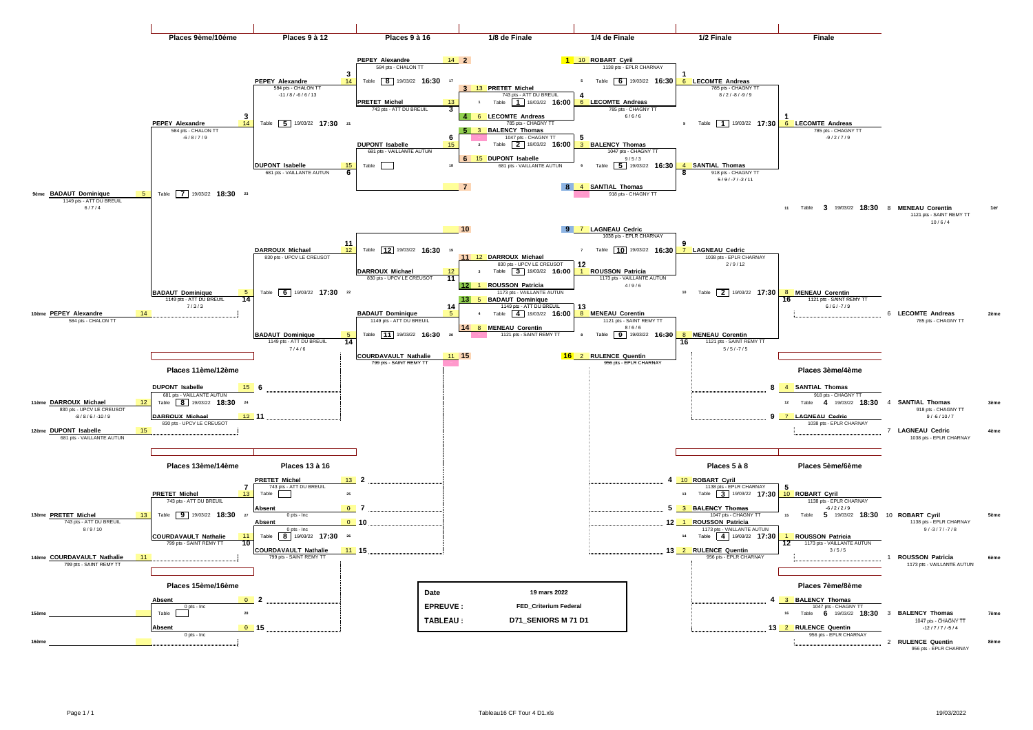# D71_SENIORS M 71 D1

| Date | 19 mars 2022 |
|---|---|
| EPREUVE : | FED_Criterium Federal |
| TABLEAU : | D71_SENIORS M 71 D1 |

## 1/8 de Finale

- Table 8 — 19/03/22 16:30 — (17): 14 PEPEY Alexandre (584 pts - CHALON TT) vs 13 PRETET Michel (743 pts - ATT DU BREUIL)
- Table 1 — 19/03/22 16:00 — (1): 13 PRETET Michel (743 pts - ATT DU BREUIL) vs 6 LECOMTE Andreas (785 pts - CHAGNY TT) → 6 LECOMTE Andreas
- Table 2 — 19/03/22 16:00 — (2): 3 BALENCY Thomas (1047 pts - CHAGNY TT) vs 15 DUPONT Isabelle (681 pts - VAILLANTE AUTUN) → 3 BALENCY Thomas (9 / 5 / 3)
- Table — (18): 15 DUPONT Isabelle (681 pts - VAILLANTE AUTUN)
- Table 12 — 19/03/22 16:30 — (19): 12 DARROUX Michael (830 pts - UPCV LE CREUSOT)
- Table 3 — 19/03/22 16:00 — (3): 12 DARROUX Michael (830 pts - UPCV LE CREUSOT) vs 1 ROUSSON Patricia (1173 pts - VAILLANTE AUTUN) → 1 ROUSSON Patricia (4 / 9 / 6)
- Table 4 — 19/03/22 16:00 — (4): 5 BADAUT Dominique (1149 pts - ATT DU BREUIL) vs 8 MENEAU Corentin (1121 pts - SAINT REMY TT) → 8 MENEAU Corentin (8 / 6 / 6)
- Table 11 — 19/03/22 16:30 — (20): 5 BADAUT Dominique (1149 pts - ATT DU BREUIL) vs 11 COURDAVAULT Nathalie (799 pts - SAINT REMY TT)

## 1/4 de Finale

- Table 6 — 19/03/22 16:30 — (5): 10 ROBART Cyril (1138 pts - EPLR CHARNAY) vs 6 LECOMTE Andreas (785 pts - CHAGNY TT) → 6 LECOMTE Andreas (6 / 6 / 6)
- Table 5 — 19/03/22 16:30 — (6): 3 BALENCY Thomas (1047 pts - CHAGNY TT) vs 4 SANTIAL Thomas (918 pts - CHAGNY TT) → 4 SANTIAL Thomas (5 / 9 / -7 / -2 / 11)
- Table 10 — 19/03/22 16:30 — (7): 7 LAGNEAU Cedric (1038 pts - EPLR CHARNAY) vs 1 ROUSSON Patricia (1173 pts - VAILLANTE AUTUN) → 7 LAGNEAU Cedric (2 / 9 / 12)
- Table 9 — 19/03/22 16:30 — (8): 8 MENEAU Corentin (1121 pts - SAINT REMY TT) vs 2 RULENCE Quentin (956 pts - EPLR CHARNAY) → 8 MENEAU Corentin (5 / 5 / -7 / 5)

## 1/2 Finale

- Table 1 — 19/03/22 17:30 — (9): 6 LECOMTE Andreas (8 / 2 / -8 / -9 / 9) vs 4 SANTIAL Thomas → 6 LECOMTE Andreas (785 pts - CHAGNY TT) (-9 / 2 / 7 / 9)
- Table 2 — 19/03/22 17:30 — (10): 7 LAGNEAU Cedric vs 8 MENEAU Corentin → 8 MENEAU Corentin (1121 pts - SAINT REMY TT) (6 / 6 / -7 / 9)

## Finale

- Table 3 — 19/03/22 18:30 — (11): 8 MENEAU Corentin (1121 pts - SAINT REMY TT) — 10 / 6 / 4 — **1er**
- 6 LECOMTE Andreas (785 pts - CHAGNY TT) — **2ème**

## Places 3ème/4ème

- Table 4 — 19/03/22 18:30 — (12): 4 SANTIAL Thomas (918 pts - CHAGNY TT) vs 7 LAGNEAU Cedric (1038 pts - EPLR CHARNAY)
- 4 SANTIAL Thomas (918 pts - CHAGNY TT) — 9 / -6 / 10 / 7 — **3ème**
- 7 LAGNEAU Cedric (1038 pts - EPLR CHARNAY) — **4ème**

## Places 5 à 8

- Table 3 — 19/03/22 17:30 — (13): 10 ROBART Cyril (1138 pts - EPLR CHARNAY) vs 3 BALENCY Thomas (1047 pts - CHAGNY TT) → 10 ROBART Cyril (1138 pts - EPLR CHARNAY) (-6 / 2 / 2 / 9)
- Table 4 — 19/03/22 17:30 — (14): 1 ROUSSON Patricia (1173 pts - VAILLANTE AUTUN) vs 2 RULENCE Quentin (956 pts - EPLR CHARNAY) → 1 ROUSSON Patricia (1173 pts - VAILLANTE AUTUN) (3 / 5 / 5)

## Places 5ème/6ème

- Table 5 — 19/03/22 18:30 — (15): 10 ROBART Cyril (1138 pts - EPLR CHARNAY) — 9 / -3 / 7 / -7 / 8 — **5ème**
- 1 ROUSSON Patricia (1173 pts - VAILLANTE AUTUN) — **6ème**

## Places 7ème/8ème

- Table 6 — 19/03/22 18:30 — (16): 3 BALENCY Thomas (1047 pts - CHAGNY TT) vs 2 RULENCE Quentin (956 pts - EPLR CHARNAY)
- 3 BALENCY Thomas (1047 pts - CHAGNY TT) — -12 / 7 / 7 / -5 / 4 — **7ème**
- 2 RULENCE Quentin (956 pts - EPLR CHARNAY) — **8ème**

## Places 9 à 16

- 14 PEPEY Alexandre (584 pts - CHALON TT) — 2
- 13 PRETET Michel (743 pts - ATT DU BREUIL) — 3
- 4 LECOMTE Andreas (785 pts - CHAGNY TT)
- 5 BALENCY Thomas (1047 pts - CHAGNY TT)
- 15 DUPONT Isabelle (681 pts - VAILLANTE AUTUN) — 6
- 7
- 10
- 12 DARROUX Michael (830 pts - UPCV LE CREUSOT) — 11
- 12 ROUSSON Patricia
- 13 BADAUT Dominique
- 5 BADAUT Dominique (1149 pts - ATT DU BREUIL) — 14
- 14 MENEAU Corentin
- 11 COURDAVAULT Nathalie (799 pts - SAINT REMY TT) — 15

## Places 9 à 12

- Table 5 — 19/03/22 17:30 — (21): 14 PEPEY Alexandre (584 pts - CHALON TT) (-11 / 8 / -6 / 6 / 13) vs 15 DUPONT Isabelle (681 pts - VAILLANTE AUTUN) → 3
- Table 6 — 19/03/22 17:30 — (22): 12 DARROUX Michael (830 pts - UPCV LE CREUSOT) vs 5 BADAUT Dominique (1149 pts - ATT DU BREUIL) (7 / 4 / 6) → 14

## Places 9ème/10ème

- Table 7 — 19/03/22 18:30 — (23): 14 PEPEY Alexandre (584 pts - CHALON TT) (-6 / 8 / 7 / 9) vs 5 BADAUT Dominique (1149 pts - ATT DU BREUIL) (7 / 3 / 3)
- 9ème BADAUT Dominique (1149 pts - ATT DU BREUIL) — 6 / 7 / 4
- 10ème PEPEY Alexandre (584 pts - CHALON TT)

## Places 11ème/12ème

- Table 8 — 19/03/22 18:30 — (24): 15 DUPONT Isabelle (681 pts - VAILLANTE AUTUN) — 6 vs 12 DARROUX Michael (830 pts - UPCV LE CREUSOT) — 11
- 11ème DARROUX Michael (830 pts - UPCV LE CREUSOT) — -8 / 8 / 6 / -10 / 9
- 12ème DUPONT Isabelle (681 pts - VAILLANTE AUTUN)

## Places 13 à 16

- Table — (25): 13 PRETET Michel (743 pts - ATT DU BREUIL) — 2 vs 0 Absent (0 pts - Inc) — 7 → 7
- Table 8 — 19/03/22 17:30 — (26): 0 Absent (0 pts - Inc) — 10 vs 11 COURDAVAULT Nathalie (799 pts - SAINT REMY TT) — 15 → 10

## Places 13ème/14ème

- Table 9 — 19/03/22 18:30 — (27): 13 PRETET Michel (743 pts - ATT DU BREUIL) vs 11 COURDAVAULT Nathalie (799 pts - SAINT REMY TT)
- 13ème PRETET Michel (743 pts - ATT DU BREUIL) — 8 / 9 / 10
- 14ème COURDAVAULT Nathalie (799 pts - SAINT REMY TT)

## Places 15ème/16ème

- Table — (28): 0 Absent (0 pts - Inc) — 2 vs 0 Absent (0 pts - Inc) — 15
- 15ème
- 16ème